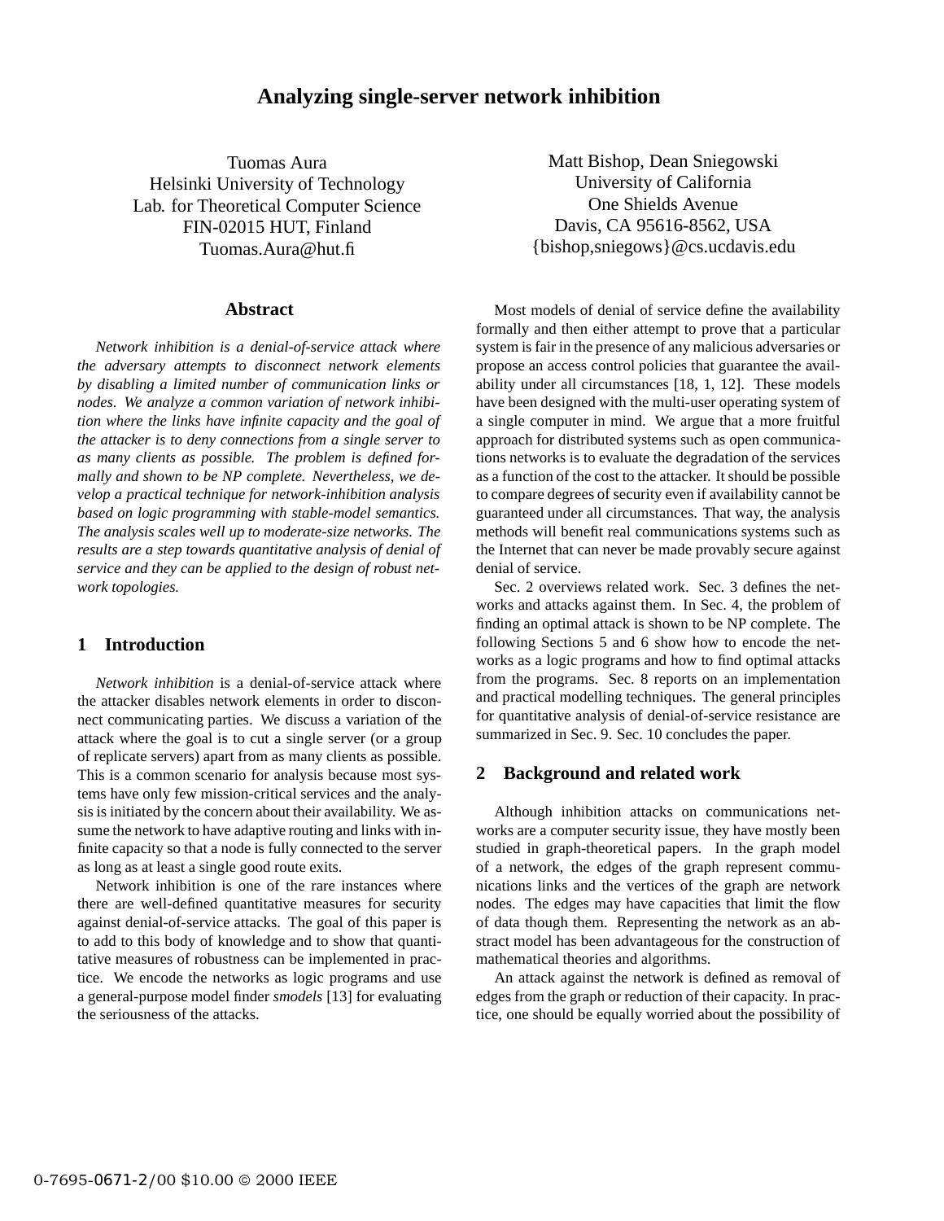# Analyzing single-server network inhibition

Tuomas Aura
Helsinki University of Technology
Lab. for Theoretical Computer Science
FIN-02015 HUT, Finland
Tuomas.Aura@hut.fi

Matt Bishop, Dean Sniegowski
University of California
One Shields Avenue
Davis, CA 95616-8562, USA
{bishop,sniegows}@cs.ucdavis.edu

## Abstract

*Network inhibition is a denial-of-service attack where the adversary attempts to disconnect network elements by disabling a limited number of communication links or nodes. We analyze a common variation of network inhibition where the links have infinite capacity and the goal of the attacker is to deny connections from a single server to as many clients as possible. The problem is defined formally and shown to be NP complete. Nevertheless, we develop a practical technique for network-inhibition analysis based on logic programming with stable-model semantics. The analysis scales well up to moderate-size networks. The results are a step towards quantitative analysis of denial of service and they can be applied to the design of robust network topologies.*

## 1 Introduction

*Network inhibition* is a denial-of-service attack where the attacker disables network elements in order to disconnect communicating parties. We discuss a variation of the attack where the goal is to cut a single server (or a group of replicate servers) apart from as many clients as possible. This is a common scenario for analysis because most systems have only few mission-critical services and the analysis is initiated by the concern about their availability. We assume the network to have adaptive routing and links with infinite capacity so that a node is fully connected to the server as long as at least a single good route exits.

Network inhibition is one of the rare instances where there are well-defined quantitative measures for security against denial-of-service attacks. The goal of this paper is to add to this body of knowledge and to show that quantitative measures of robustness can be implemented in practice. We encode the networks as logic programs and use a general-purpose model finder *smodels* [13] for evaluating the seriousness of the attacks.

Most models of denial of service define the availability formally and then either attempt to prove that a particular system is fair in the presence of any malicious adversaries or propose an access control policies that guarantee the availability under all circumstances [18, 1, 12]. These models have been designed with the multi-user operating system of a single computer in mind. We argue that a more fruitful approach for distributed systems such as open communications networks is to evaluate the degradation of the services as a function of the cost to the attacker. It should be possible to compare degrees of security even if availability cannot be guaranteed under all circumstances. That way, the analysis methods will benefit real communications systems such as the Internet that can never be made provably secure against denial of service.

Sec. 2 overviews related work. Sec. 3 defines the networks and attacks against them. In Sec. 4, the problem of finding an optimal attack is shown to be NP complete. The following Sections 5 and 6 show how to encode the networks as a logic programs and how to find optimal attacks from the programs. Sec. 8 reports on an implementation and practical modelling techniques. The general principles for quantitative analysis of denial-of-service resistance are summarized in Sec. 9. Sec. 10 concludes the paper.

## 2 Background and related work

Although inhibition attacks on communications networks are a computer security issue, they have mostly been studied in graph-theoretical papers. In the graph model of a network, the edges of the graph represent communications links and the vertices of the graph are network nodes. The edges may have capacities that limit the flow of data though them. Representing the network as an abstract model has been advantageous for the construction of mathematical theories and algorithms.

An attack against the network is defined as removal of edges from the graph or reduction of their capacity. In practice, one should be equally worried about the possibility of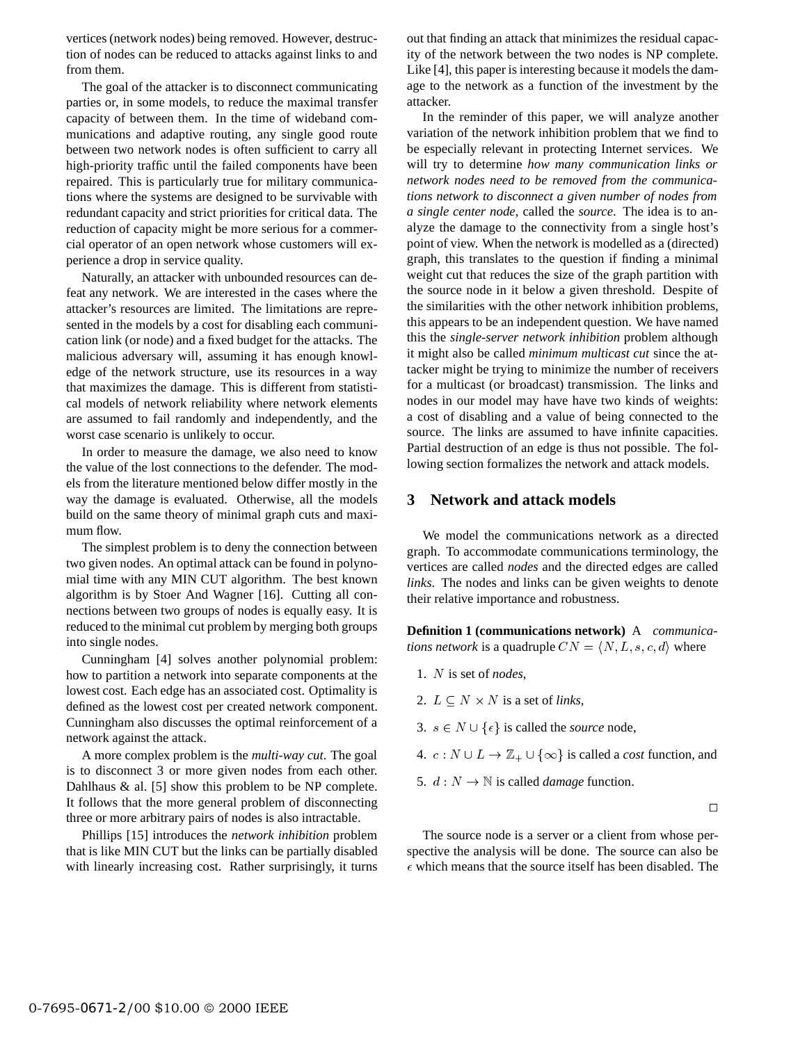vertices (network nodes) being removed. However, destruction of nodes can be reduced to attacks against links to and from them.

The goal of the attacker is to disconnect communicating parties or, in some models, to reduce the maximal transfer capacity of between them. In the time of wideband communications and adaptive routing, any single good route between two network nodes is often sufficient to carry all high-priority traffic until the failed components have been repaired. This is particularly true for military communications where the systems are designed to be survivable with redundant capacity and strict priorities for critical data. The reduction of capacity might be more serious for a commercial operator of an open network whose customers will experience a drop in service quality.

Naturally, an attacker with unbounded resources can defeat any network. We are interested in the cases where the attacker's resources are limited. The limitations are represented in the models by a cost for disabling each communication link (or node) and a fixed budget for the attacks. The malicious adversary will, assuming it has enough knowledge of the network structure, use its resources in a way that maximizes the damage. This is different from statistical models of network reliability where network elements are assumed to fail randomly and independently, and the worst case scenario is unlikely to occur.

In order to measure the damage, we also need to know the value of the lost connections to the defender. The models from the literature mentioned below differ mostly in the way the damage is evaluated. Otherwise, all the models build on the same theory of minimal graph cuts and maximum flow.

The simplest problem is to deny the connection between two given nodes. An optimal attack can be found in polynomial time with any MIN CUT algorithm. The best known algorithm is by Stoer And Wagner [16]. Cutting all connections between two groups of nodes is equally easy. It is reduced to the minimal cut problem by merging both groups into single nodes.

Cunningham [4] solves another polynomial problem: how to partition a network into separate components at the lowest cost. Each edge has an associated cost. Optimality is defined as the lowest cost per created network component. Cunningham also discusses the optimal reinforcement of a network against the attack.

A more complex problem is the *multi-way cut*. The goal is to disconnect 3 or more given nodes from each other. Dahlhaus & al. [5] show this problem to be NP complete. It follows that the more general problem of disconnecting three or more arbitrary pairs of nodes is also intractable.

Phillips [15] introduces the *network inhibition* problem that is like MIN CUT but the links can be partially disabled with linearly increasing cost. Rather surprisingly, it turns out that finding an attack that minimizes the residual capacity of the network between the two nodes is NP complete. Like [4], this paper is interesting because it models the damage to the network as a function of the investment by the attacker.

In the reminder of this paper, we will analyze another variation of the network inhibition problem that we find to be especially relevant in protecting Internet services. We will try to determine *how many communication links or network nodes need to be removed from the communications network to disconnect a given number of nodes from a single center node*, called the *source*. The idea is to analyze the damage to the connectivity from a single host's point of view. When the network is modelled as a (directed) graph, this translates to the question if finding a minimal weight cut that reduces the size of the graph partition with the source node in it below a given threshold. Despite of the similarities with the other network inhibition problems, this appears to be an independent question. We have named this the *single-server network inhibition* problem although it might also be called *minimum multicast cut* since the attacker might be trying to minimize the number of receivers for a multicast (or broadcast) transmission. The links and nodes in our model may have have two kinds of weights: a cost of disabling and a value of being connected to the source. The links are assumed to have infinite capacities. Partial destruction of an edge is thus not possible. The following section formalizes the network and attack models.

## 3 Network and attack models

We model the communications network as a directed graph. To accommodate communications terminology, the vertices are called *nodes* and the directed edges are called *links*. The nodes and links can be given weights to denote their relative importance and robustness.

**Definition 1 (communications network)** A *communications network* is a quadruple $CN = \langle N, L, s, c, d \rangle$ where

1. $N$ is set of *nodes*,
2. $L \subseteq N \times N$ is a set of *links*,
3. $s \in N \cup \{\epsilon\}$ is called the *source* node,
4. $c : N \cup L \rightarrow \mathbb{Z}_+ \cup \{\infty\}$ is called a *cost* function, and
5. $d : N \rightarrow \mathbb{N}$ is called *damage* function.

□

The source node is a server or a client from whose perspective the analysis will be done. The source can also be $\epsilon$ which means that the source itself has been disabled. The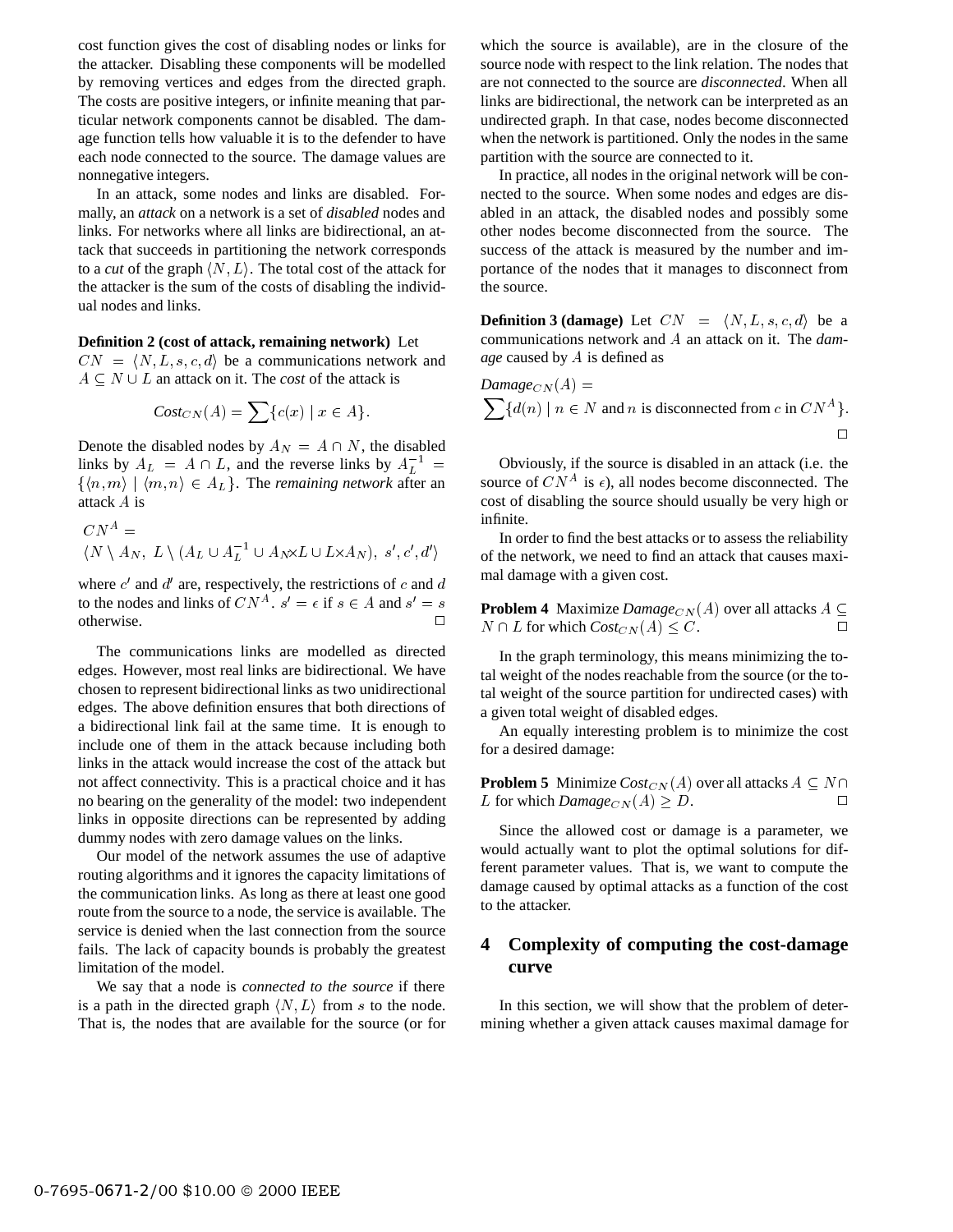cost function gives the cost of disabling nodes or links for the attacker. Disabling these components will be modelled by removing vertices and edges from the directed graph. The costs are positive integers, or infinite meaning that particular network components cannot be disabled. The damage function tells how valuable it is to the defender to have each node connected to the source. The damage values are nonnegative integers.

In an attack, some nodes and links are disabled. Formally, an *attack* on a network is a set of *disabled* nodes and links. For networks where all links are bidirectional, an attack that succeeds in partitioning the network corresponds to a *cut* of the graph $\langle N, L\rangle$. The total cost of the attack for the attacker is the sum of the costs of disabling the individual nodes and links.

**Definition 2 (cost of attack, remaining network)** Let $CN = \langle N, L, s, c, d\rangle$ be a communications network and $A \subseteq N \cup L$ an attack on it. The *cost* of the attack is

$$\mathit{Cost}_{CN}(A) = \sum\{c(x) \mid x \in A\}.$$

Denote the disabled nodes by $A_N = A \cap N$, the disabled links by $A_L = A \cap L$, and the reverse links by $A_L^{-1} = \{\langle n, m\rangle \mid \langle m, n\rangle \in A_L\}$. The *remaining network* after an attack $A$ is

$$CN^A = \langle N \setminus A_N,\ L \setminus (A_L \cup A_L^{-1} \cup A_N{\times}L \cup L{\times}A_N),\ s', c', d'\rangle$$

where $c'$ and $d'$ are, respectively, the restrictions of $c$ and $d$ to the nodes and links of $CN^A$. $s' = \epsilon$ if $s \in A$ and $s' = s$ otherwise. □

The communications links are modelled as directed edges. However, most real links are bidirectional. We have chosen to represent bidirectional links as two unidirectional edges. The above definition ensures that both directions of a bidirectional link fail at the same time. It is enough to include one of them in the attack because including both links in the attack would increase the cost of the attack but not affect connectivity. This is a practical choice and it has no bearing on the generality of the model: two independent links in opposite directions can be represented by adding dummy nodes with zero damage values on the links.

Our model of the network assumes the use of adaptive routing algorithms and it ignores the capacity limitations of the communication links. As long as there at least one good route from the source to a node, the service is available. The service is denied when the last connection from the source fails. The lack of capacity bounds is probably the greatest limitation of the model.

We say that a node is *connected to the source* if there is a path in the directed graph $\langle N, L\rangle$ from $s$ to the node. That is, the nodes that are available for the source (or for which the source is available), are in the closure of the source node with respect to the link relation. The nodes that are not connected to the source are *disconnected*. When all links are bidirectional, the network can be interpreted as an undirected graph. In that case, nodes become disconnected when the network is partitioned. Only the nodes in the same partition with the source are connected to it.

In practice, all nodes in the original network will be connected to the source. When some nodes and edges are disabled in an attack, the disabled nodes and possibly some other nodes become disconnected from the source. The success of the attack is measured by the number and importance of the nodes that it manages to disconnect from the source.

**Definition 3 (damage)** Let $CN = \langle N, L, s, c, d\rangle$ be a communications network and $A$ an attack on it. The *damage* caused by $A$ is defined as

$$\mathit{Damage}_{CN}(A) = \sum\{d(n) \mid n \in N \text{ and } n \text{ is disconnected from } c \text{ in } CN^A\}.$$

□

Obviously, if the source is disabled in an attack (i.e. the source of $CN^A$ is $\epsilon$), all nodes become disconnected. The cost of disabling the source should usually be very high or infinite.

In order to find the best attacks or to assess the reliability of the network, we need to find an attack that causes maximal damage with a given cost.

**Problem 4** Maximize $\mathit{Damage}_{CN}(A)$ over all attacks $A \subseteq N \cap L$ for which $\mathit{Cost}_{CN}(A) \leq C$. □

In the graph terminology, this means minimizing the total weight of the nodes reachable from the source (or the total weight of the source partition for undirected cases) with a given total weight of disabled edges.

An equally interesting problem is to minimize the cost for a desired damage:

**Problem 5** Minimize $\mathit{Cost}_{CN}(A)$ over all attacks $A \subseteq N \cap L$ for which $\mathit{Damage}_{CN}(A) \geq D$. □

Since the allowed cost or damage is a parameter, we would actually want to plot the optimal solutions for different parameter values. That is, we want to compute the damage caused by optimal attacks as a function of the cost to the attacker.

## 4 Complexity of computing the cost-damage curve

In this section, we will show that the problem of determining whether a given attack causes maximal damage for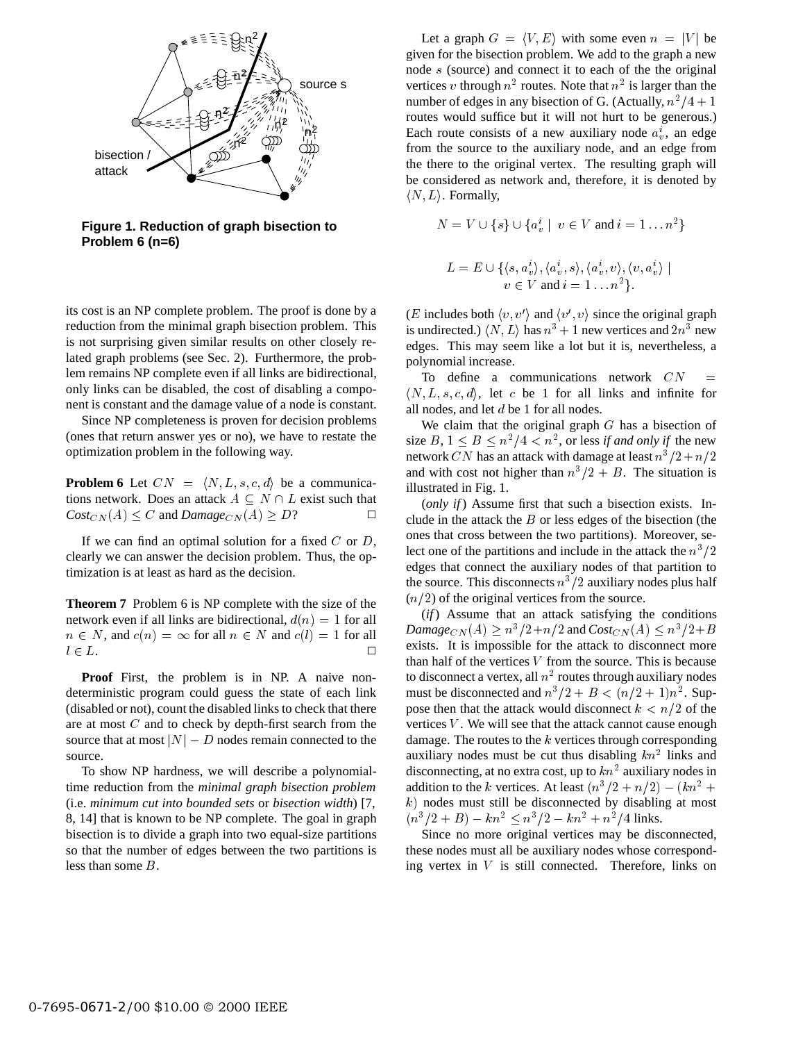Figure 1. Reduction of graph bisection to Problem 6 (n=6)

its cost is an NP complete problem. The proof is done by a reduction from the minimal graph bisection problem. This is not surprising given similar results on other closely related graph problems (see Sec. 2). Furthermore, the problem remains NP complete even if all links are bidirectional, only links can be disabled, the cost of disabling a component is constant and the damage value of a node is constant.

Since NP completeness is proven for decision problems (ones that return answer yes or no), we have to restate the optimization problem in the following way.

**Problem 6** Let $CN = \langle N, L, s, c, d \rangle$ be a communications network. Does an attack $A \subseteq N \cap L$ exist such that *Cost*$_{CN}(A) \leq C$ and *Damage*$_{CN}(A) \geq D$? □

If we can find an optimal solution for a fixed $C$ or $D$, clearly we can answer the decision problem. Thus, the optimization is at least as hard as the decision.

**Theorem 7** Problem 6 is NP complete with the size of the network even if all links are bidirectional, $d(n) = 1$ for all $n \in N$, and $c(n) = \infty$ for all $n \in N$ and $c(l) = 1$ for all $l \in L$. □

**Proof** First, the problem is in NP. A naive non-deterministic program could guess the state of each link (disabled or not), count the disabled links to check that there are at most $C$ and to check by depth-first search from the source that at most $|N| - D$ nodes remain connected to the source.

To show NP hardness, we will describe a polynomial-time reduction from the *minimal graph bisection problem* (i.e. *minimum cut into bounded sets* or *bisection width*) [7, 8, 14] that is known to be NP complete. The goal in graph bisection is to divide a graph into two equal-size partitions so that the number of edges between the two partitions is less than some $B$.

Let a graph $G = \langle V, E \rangle$ with some even $n = |V|$ be given for the bisection problem. We add to the graph a new node $s$ (source) and connect it to each of the the original vertices $v$ through $n^2$ routes. Note that $n^2$ is larger than the number of edges in any bisection of G. (Actually, $n^2/4 + 1$ routes would suffice but it will not hurt to be generous.) Each route consists of a new auxiliary node $a_v^i$, an edge from the source to the auxiliary node, and an edge from the there to the original vertex. The resulting graph will be considered as network and, therefore, it is denoted by $\langle N, L \rangle$. Formally,

$$N = V \cup \{s\} \cup \{a_v^i \mid v \in V \text{ and } i = 1 \ldots n^2\}$$

$$L = E \cup \{\langle s, a_v^i \rangle, \langle a_v^i, s \rangle, \langle a_v^i, v \rangle, \langle v, a_v^i \rangle \mid v \in V \text{ and } i = 1 \ldots n^2\}.$$

($E$ includes both $\langle v, v' \rangle$ and $\langle v', v \rangle$ since the original graph is undirected.) $\langle N, L \rangle$ has $n^3 + 1$ new vertices and $2n^3$ new edges. This may seem like a lot but it is, nevertheless, a polynomial increase.

To define a communications network $CN = \langle N, L, s, c, d \rangle$, let $c$ be 1 for all links and infinite for all nodes, and let $d$ be 1 for all nodes.

We claim that the original graph $G$ has a bisection of size $B$, $1 \leq B \leq n^2/4 < n^2$, or less *if and only if* the new network $CN$ has an attack with damage at least $n^3/2 + n/2$ and with cost not higher than $n^3/2 + B$. The situation is illustrated in Fig. 1.

(*only if*) Assume first that such a bisection exists. Include in the attack the $B$ or less edges of the bisection (the ones that cross between the two partitions). Moreover, select one of the partitions and include in the attack the $n^3/2$ edges that connect the auxiliary nodes of that partition to the source. This disconnects $n^3/2$ auxiliary nodes plus half ($n/2$) of the original vertices from the source.

(*if*) Assume that an attack satisfying the conditions *Damage*$_{CN}(A) \geq n^3/2 + n/2$ and *Cost*$_{CN}(A) \leq n^3/2 + B$ exists. It is impossible for the attack to disconnect more than half of the vertices $V$ from the source. This is because to disconnect a vertex, all $n^2$ routes through auxiliary nodes must be disconnected and $n^3/2 + B < (n/2 + 1)n^2$. Suppose then that the attack would disconnect $k < n/2$ of the vertices $V$. We will see that the attack cannot cause enough damage. The routes to the $k$ vertices through corresponding auxiliary nodes must be cut thus disabling $kn^2$ links and disconnecting, at no extra cost, up to $kn^2$ auxiliary nodes in addition to the $k$ vertices. At least $(n^3/2 + n/2) - (kn^2 + k)$ nodes must still be disconnected by disabling at most $(n^3/2 + B) - kn^2 \leq n^3/2 - kn^2 + n^2/4$ links.

Since no more original vertices may be disconnected, these nodes must all be auxiliary nodes whose corresponding vertex in $V$ is still connected. Therefore, links on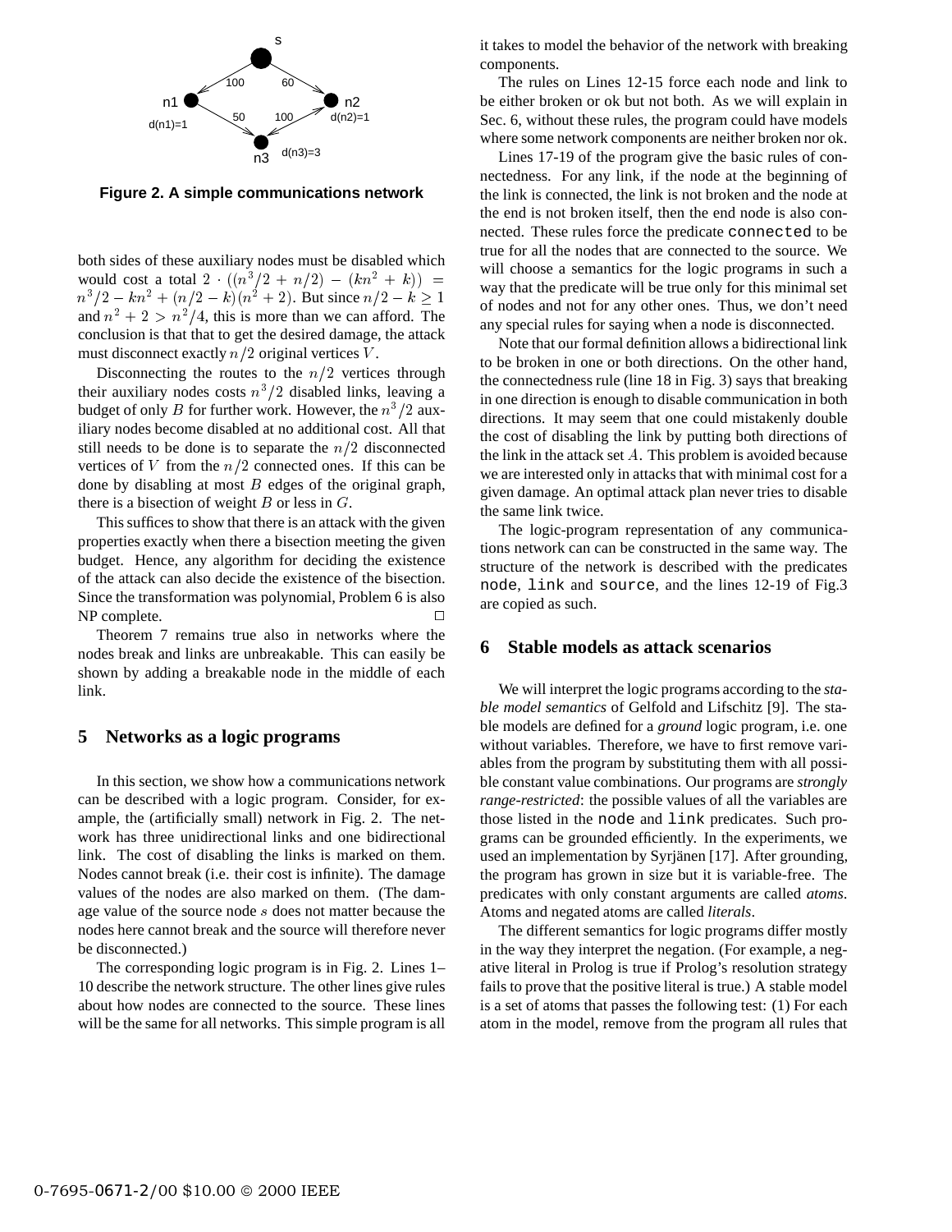**Figure 2. A simple communications network**

both sides of these auxiliary nodes must be disabled which would cost a total $2 \cdot ((n^3/2 + n/2) - (kn^2 + k)) = n^3/2 - kn^2 + (n/2 - k)(n^2 + 2)$. But since $n/2 - k \geq 1$ and $n^2 + 2 > n^2/4$, this is more than we can afford. The conclusion is that that to get the desired damage, the attack must disconnect exactly $n/2$ original vertices $V$.

Disconnecting the routes to the $n/2$ vertices through their auxiliary nodes costs $n^3/2$ disabled links, leaving a budget of only $B$ for further work. However, the $n^3/2$ auxiliary nodes become disabled at no additional cost. All that still needs to be done is to separate the $n/2$ disconnected vertices of $V$ from the $n/2$ connected ones. If this can be done by disabling at most $B$ edges of the original graph, there is a bisection of weight $B$ or less in $G$.

This suffices to show that there is an attack with the given properties exactly when there a bisection meeting the given budget. Hence, any algorithm for deciding the existence of the attack can also decide the existence of the bisection. Since the transformation was polynomial, Problem 6 is also NP complete. □

Theorem 7 remains true also in networks where the nodes break and links are unbreakable. This can easily be shown by adding a breakable node in the middle of each link.

## 5 Networks as a logic programs

In this section, we show how a communications network can be described with a logic program. Consider, for example, the (artificially small) network in Fig. 2. The network has three unidirectional links and one bidirectional link. The cost of disabling the links is marked on them. Nodes cannot break (i.e. their cost is infinite). The damage values of the nodes are also marked on them. (The damage value of the source node $s$ does not matter because the nodes here cannot break and the source will therefore never be disconnected.)

The corresponding logic program is in Fig. 2. Lines 1–10 describe the network structure. The other lines give rules about how nodes are connected to the source. These lines will be the same for all networks. This simple program is all it takes to model the behavior of the network with breaking components.

The rules on Lines 12-15 force each node and link to be either broken or ok but not both. As we will explain in Sec. 6, without these rules, the program could have models where some network components are neither broken nor ok.

Lines 17-19 of the program give the basic rules of connectedness. For any link, if the node at the beginning of the link is connected, the link is not broken and the node at the end is not broken itself, then the end node is also connected. These rules force the predicate `connected` to be true for all the nodes that are connected to the source. We will choose a semantics for the logic programs in such a way that the predicate will be true only for this minimal set of nodes and not for any other ones. Thus, we don't need any special rules for saying when a node is disconnected.

Note that our formal definition allows a bidirectional link to be broken in one or both directions. On the other hand, the connectedness rule (line 18 in Fig. 3) says that breaking in one direction is enough to disable communication in both directions. It may seem that one could mistakenly double the cost of disabling the link by putting both directions of the link in the attack set $A$. This problem is avoided because we are interested only in attacks that with minimal cost for a given damage. An optimal attack plan never tries to disable the same link twice.

The logic-program representation of any communications network can can be constructed in the same way. The structure of the network is described with the predicates `node`, `link` and `source`, and the lines 12-19 of Fig.3 are copied as such.

## 6 Stable models as attack scenarios

We will interpret the logic programs according to the *stable model semantics* of Gelfold and Lifschitz [9]. The stable models are defined for a *ground* logic program, i.e. one without variables. Therefore, we have to first remove variables from the program by substituting them with all possible constant value combinations. Our programs are *strongly range-restricted*: the possible values of all the variables are those listed in the `node` and `link` predicates. Such programs can be grounded efficiently. In the experiments, we used an implementation by Syrjänen [17]. After grounding, the program has grown in size but it is variable-free. The predicates with only constant arguments are called *atoms*. Atoms and negated atoms are called *literals*.

The different semantics for logic programs differ mostly in the way they interpret the negation. (For example, a negative literal in Prolog is true if Prolog's resolution strategy fails to prove that the positive literal is true.) A stable model is a set of atoms that passes the following test: (1) For each atom in the model, remove from the program all rules that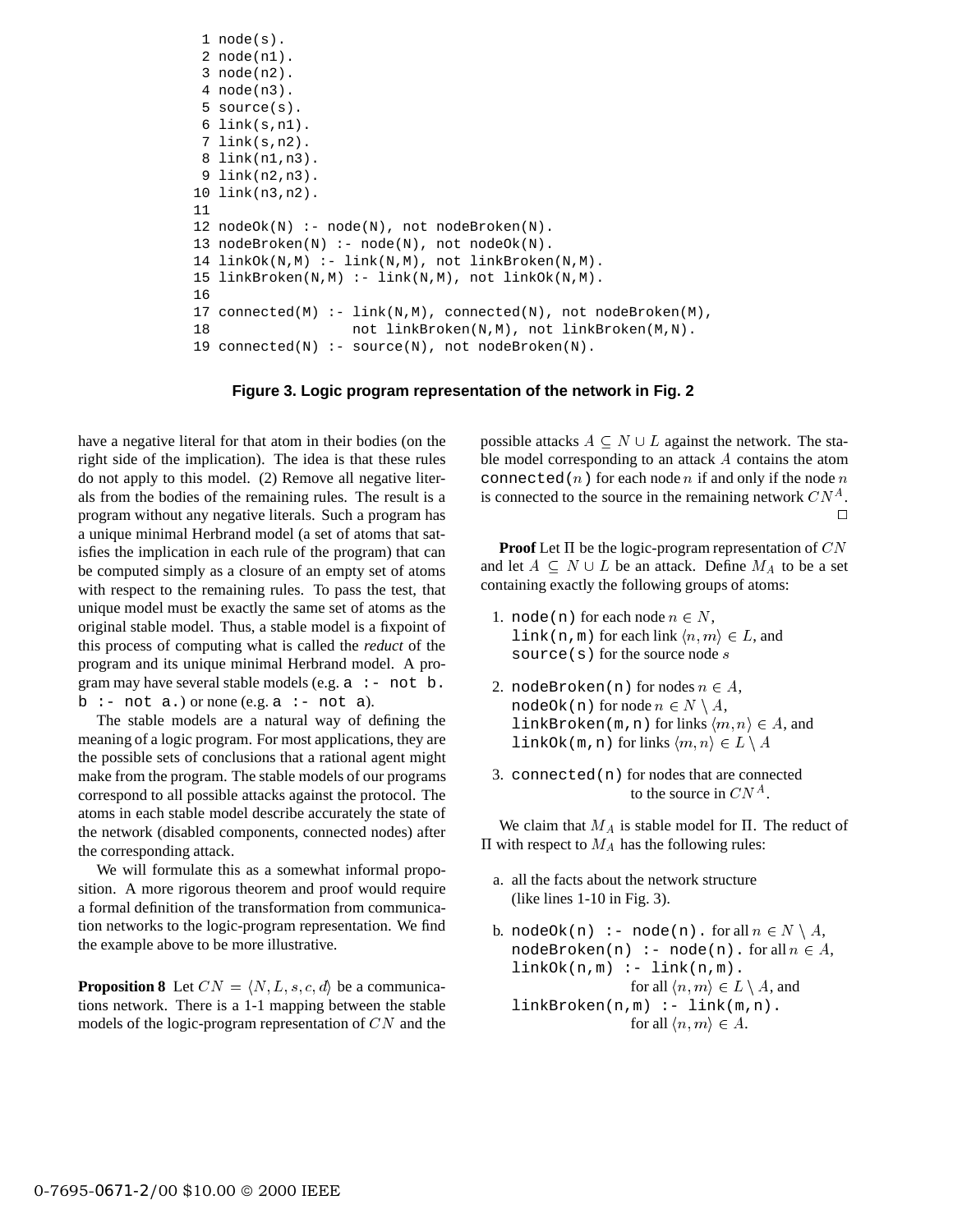```
 1 node(s).
 2 node(n1).
 3 node(n2).
 4 node(n3).
 5 source(s).
 6 link(s,n1).
 7 link(s,n2).
 8 link(n1,n3).
 9 link(n2,n3).
10 link(n3,n2).
11
12 nodeOk(N) :- node(N), not nodeBroken(N).
13 nodeBroken(N) :- node(N), not nodeOk(N).
14 linkOk(N,M) :- link(N,M), not linkBroken(N,M).
15 linkBroken(N,M) :- link(N,M), not linkOk(N,M).
16
17 connected(M) :- link(N,M), connected(N), not nodeBroken(M),
18                 not linkBroken(N,M), not linkBroken(M,N).
19 connected(N) :- source(N), not nodeBroken(N).
```

**Figure 3. Logic program representation of the network in Fig. 2**

have a negative literal for that atom in their bodies (on the right side of the implication). The idea is that these rules do not apply to this model. (2) Remove all negative literals from the bodies of the remaining rules. The result is a program without any negative literals. Such a program has a unique minimal Herbrand model (a set of atoms that satisfies the implication in each rule of the program) that can be computed simply as a closure of an empty set of atoms with respect to the remaining rules. To pass the test, that unique model must be exactly the same set of atoms as the original stable model. Thus, a stable model is a fixpoint of this process of computing what is called the *reduct* of the program and its unique minimal Herbrand model. A program may have several stable models (e.g. `a :- not b. b :- not a.`) or none (e.g. `a :- not a`).

The stable models are a natural way of defining the meaning of a logic program. For most applications, they are the possible sets of conclusions that a rational agent might make from the program. The stable models of our programs correspond to all possible attacks against the protocol. The atoms in each stable model describe accurately the state of the network (disabled components, connected nodes) after the corresponding attack.

We will formulate this as a somewhat informal proposition. A more rigorous theorem and proof would require a formal definition of the transformation from communication networks to the logic-program representation. We find the example above to be more illustrative.

**Proposition 8** Let $CN = \langle N, L, s, c, d \rangle$ be a communications network. There is a 1-1 mapping between the stable models of the logic-program representation of $CN$ and the possible attacks $A \subseteq N \cup L$ against the network. The stable model corresponding to an attack $A$ contains the atom `connected(`$n$`)` for each node $n$ if and only if the node $n$ is connected to the source in the remaining network $CN^A$. □

**Proof** Let $\Pi$ be the logic-program representation of $CN$ and let $A \subseteq N \cup L$ be an attack. Define $M_A$ to be a set containing exactly the following groups of atoms:

1. `node(n)` for each node $n \in N$,
   `link(n,m)` for each link $\langle n, m \rangle \in L$, and
   `source(s)` for the source node $s$
2. `nodeBroken(n)` for nodes $n \in A$,
   `nodeOk(n)` for node $n \in N \setminus A$,
   `linkBroken(m,n)` for links $\langle m, n \rangle \in A$, and
   `linkOk(m,n)` for links $\langle m, n \rangle \in L \setminus A$
3. `connected(n)` for nodes that are connected to the source in $CN^A$.

We claim that $M_A$ is stable model for $\Pi$. The reduct of $\Pi$ with respect to $M_A$ has the following rules:

a. all the facts about the network structure (like lines 1-10 in Fig. 3).

b. `nodeOk(n) :- node(n).` for all $n \in N \setminus A$,
   `nodeBroken(n) :- node(n).` for all $n \in A$,
   `linkOk(n,m) :- link(n,m).` for all $\langle n, m \rangle \in L \setminus A$, and
   `linkBroken(n,m) :- link(m,n).` for all $\langle n, m \rangle \in A$.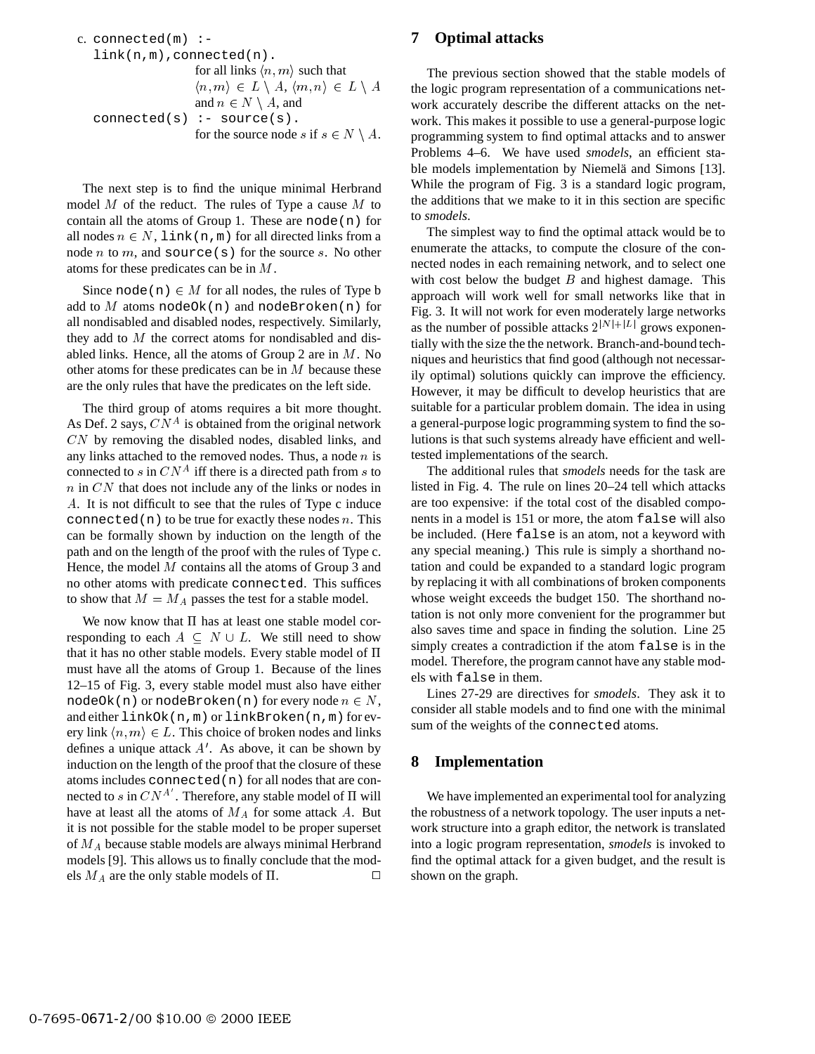c. `connected(m) :-`
`link(n,m),connected(n).`
for all links $\langle n,m\rangle$ such that $\langle n,m\rangle \in L \setminus A$, $\langle m,n\rangle \in L \setminus A$ and $n \in N \setminus A$, and
`connected(s) :- source(s).`
for the source node $s$ if $s \in N \setminus A$.

The next step is to find the unique minimal Herbrand model $M$ of the reduct. The rules of Type a cause $M$ to contain all the atoms of Group 1. These are `node(n)` for all nodes $n \in N$, `link(n,m)` for all directed links from a node $n$ to $m$, and `source(s)` for the source $s$. No other atoms for these predicates can be in $M$.

Since `node(n)` $\in M$ for all nodes, the rules of Type b add to $M$ atoms `nodeOk(n)` and `nodeBroken(n)` for all nondisabled and disabled nodes, respectively. Similarly, they add to $M$ the correct atoms for nondisabled and disabled links. Hence, all the atoms of Group 2 are in $M$. No other atoms for these predicates can be in $M$ because these are the only rules that have the predicates on the left side.

The third group of atoms requires a bit more thought. As Def. 2 says, $CN^A$ is obtained from the original network $CN$ by removing the disabled nodes, disabled links, and any links attached to the removed nodes. Thus, a node $n$ is connected to $s$ in $CN^A$ iff there is a directed path from $s$ to $n$ in $CN$ that does not include any of the links or nodes in $A$. It is not difficult to see that the rules of Type c induce `connected(n)` to be true for exactly these nodes $n$. This can be formally shown by induction on the length of the path and on the length of the proof with the rules of Type c. Hence, the model $M$ contains all the atoms of Group 3 and no other atoms with predicate `connected`. This suffices to show that $M = M_A$ passes the test for a stable model.

We now know that $\Pi$ has at least one stable model corresponding to each $A \subseteq N \cup L$. We still need to show that it has no other stable models. Every stable model of $\Pi$ must have all the atoms of Group 1. Because of the lines 12–15 of Fig. 3, every stable model must also have either `nodeOk(n)` or `nodeBroken(n)` for every node $n \in N$, and either `linkOk(n,m)` or `linkBroken(n,m)` for every link $\langle n,m\rangle \in L$. This choice of broken nodes and links defines a unique attack $A'$. As above, it can be shown by induction on the length of the proof that the closure of these atoms includes `connected(n)` for all nodes that are connected to $s$ in $CN^{A'}$. Therefore, any stable model of $\Pi$ will have at least all the atoms of $M_A$ for some attack $A$. But it is not possible for the stable model to be proper superset of $M_A$ because stable models are always minimal Herbrand models [9]. This allows us to finally conclude that the models $M_A$ are the only stable models of $\Pi$. □

## 7 Optimal attacks

The previous section showed that the stable models of the logic program representation of a communications network accurately describe the different attacks on the network. This makes it possible to use a general-purpose logic programming system to find optimal attacks and to answer Problems 4–6. We have used *smodels*, an efficient stable models implementation by Niemelä and Simons [13]. While the program of Fig. 3 is a standard logic program, the additions that we make to it in this section are specific to *smodels*.

The simplest way to find the optimal attack would be to enumerate the attacks, to compute the closure of the connected nodes in each remaining network, and to select one with cost below the budget $B$ and highest damage. This approach will work well for small networks like that in Fig. 3. It will not work for even moderately large networks as the number of possible attacks $2^{|N|+|L|}$ grows exponentially with the size the the network. Branch-and-bound techniques and heuristics that find good (although not necessarily optimal) solutions quickly can improve the efficiency. However, it may be difficult to develop heuristics that are suitable for a particular problem domain. The idea in using a general-purpose logic programming system to find the solutions is that such systems already have efficient and well-tested implementations of the search.

The additional rules that *smodels* needs for the task are listed in Fig. 4. The rule on lines 20–24 tell which attacks are too expensive: if the total cost of the disabled components in a model is 151 or more, the atom `false` will also be included. (Here `false` is an atom, not a keyword with any special meaning.) This rule is simply a shorthand notation and could be expanded to a standard logic program by replacing it with all combinations of broken components whose weight exceeds the budget 150. The shorthand notation is not only more convenient for the programmer but also saves time and space in finding the solution. Line 25 simply creates a contradiction if the atom `false` is in the model. Therefore, the program cannot have any stable models with `false` in them.

Lines 27-29 are directives for *smodels*. They ask it to consider all stable models and to find one with the minimal sum of the weights of the `connected` atoms.

## 8 Implementation

We have implemented an experimental tool for analyzing the robustness of a network topology. The user inputs a network structure into a graph editor, the network is translated into a logic program representation, *smodels* is invoked to find the optimal attack for a given budget, and the result is shown on the graph.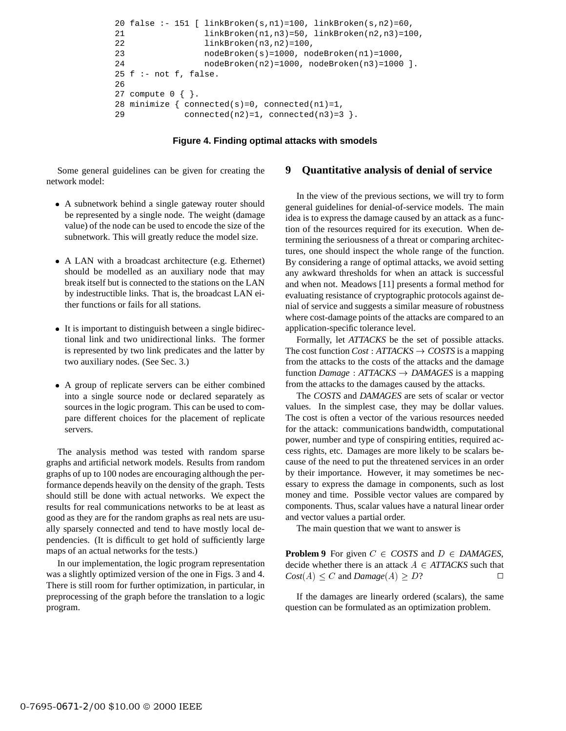```
20 false :- 151 [ linkBroken(s,n1)=100, linkBroken(s,n2)=60,
21               linkBroken(n1,n3)=50, linkBroken(n2,n3)=100,
22               linkBroken(n3,n2)=100,
23               nodeBroken(s)=1000, nodeBroken(n1)=1000,
24               nodeBroken(n2)=1000, nodeBroken(n3)=1000 ].
25 f :- not f, false.
26
27 compute 0 { }.
28 minimize { connected(s)=0, connected(n1)=1,
29            connected(n2)=1, connected(n3)=3 }.
```

**Figure 4. Finding optimal attacks with smodels**

Some general guidelines can be given for creating the network model:

- A subnetwork behind a single gateway router should be represented by a single node. The weight (damage value) of the node can be used to encode the size of the subnetwork. This will greatly reduce the model size.
- A LAN with a broadcast architecture (e.g. Ethernet) should be modelled as an auxiliary node that may break itself but is connected to the stations on the LAN by indestructible links. That is, the broadcast LAN either functions or fails for all stations.
- It is important to distinguish between a single bidirectional link and two unidirectional links. The former is represented by two link predicates and the latter by two auxiliary nodes. (See Sec. 3.)
- A group of replicate servers can be either combined into a single source node or declared separately as sources in the logic program. This can be used to compare different choices for the placement of replicate servers.

The analysis method was tested with random sparse graphs and artificial network models. Results from random graphs of up to 100 nodes are encouraging although the performance depends heavily on the density of the graph. Tests should still be done with actual networks. We expect the results for real communications networks to be at least as good as they are for the random graphs as real nets are usually sparsely connected and tend to have mostly local dependencies. (It is difficult to get hold of sufficiently large maps of an actual networks for the tests.)

In our implementation, the logic program representation was a slightly optimized version of the one in Figs. 3 and 4. There is still room for further optimization, in particular, in preprocessing of the graph before the translation to a logic program.

## 9 Quantitative analysis of denial of service

In the view of the previous sections, we will try to form general guidelines for denial-of-service models. The main idea is to express the damage caused by an attack as a function of the resources required for its execution. When determining the seriousness of a threat or comparing architectures, one should inspect the whole range of the function. By considering a range of optimal attacks, we avoid setting any awkward thresholds for when an attack is successful and when not. Meadows [11] presents a formal method for evaluating resistance of cryptographic protocols against denial of service and suggests a similar measure of robustness where cost-damage points of the attacks are compared to an application-specific tolerance level.

Formally, let *ATTACKS* be the set of possible attacks. The cost function *Cost* : *ATTACKS* $\rightarrow$ *COSTS* is a mapping from the attacks to the costs of the attacks and the damage function *Damage* : *ATTACKS* $\rightarrow$ *DAMAGES* is a mapping from the attacks to the damages caused by the attacks.

The *COSTS* and *DAMAGES* are sets of scalar or vector values. In the simplest case, they may be dollar values. The cost is often a vector of the various resources needed for the attack: communications bandwidth, computational power, number and type of conspiring entities, required access rights, etc. Damages are more likely to be scalars because of the need to put the threatened services in an order by their importance. However, it may sometimes be necessary to express the damage in components, such as lost money and time. Possible vector values are compared by components. Thus, scalar values have a natural linear order and vector values a partial order.

The main question that we want to answer is

**Problem 9** For given $C \in$ *COSTS* and $D \in$ *DAMAGES*, decide whether there is an attack $A \in$ *ATTACKS* such that *Cost*$(A) \leq C$ and *Damage*$(A) \geq D$? $\square$

If the damages are linearly ordered (scalars), the same question can be formulated as an optimization problem.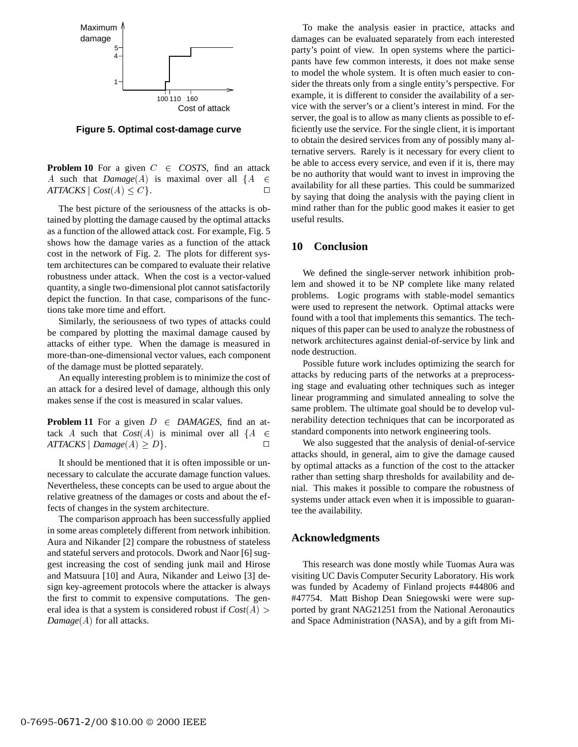Figure 5. Optimal cost-damage curve

**Problem 10** For a given $C \in$ *COSTS*, find an attack $A$ such that *Damage*$(A)$ is maximal over all $\{A \in$ *ATTACKS* $\mid$ *Cost*$(A) \leq C\}$. □

The best picture of the seriousness of the attacks is obtained by plotting the damage caused by the optimal attacks as a function of the allowed attack cost. For example, Fig. 5 shows how the damage varies as a function of the attack cost in the network of Fig. 2. The plots for different system architectures can be compared to evaluate their relative robustness under attack. When the cost is a vector-valued quantity, a single two-dimensional plot cannot satisfactorily depict the function. In that case, comparisons of the functions take more time and effort.

Similarly, the seriousness of two types of attacks could be compared by plotting the maximal damage caused by attacks of either type. When the damage is measured in more-than-one-dimensional vector values, each component of the damage must be plotted separately.

An equally interesting problem is to minimize the cost of an attack for a desired level of damage, although this only makes sense if the cost is measured in scalar values.

**Problem 11** For a given $D \in$ *DAMAGES*, find an attack $A$ such that *Cost*$(A)$ is minimal over all $\{A \in$ *ATTACKS* $\mid$ *Damage*$(A) \geq D\}$. □

It should be mentioned that it is often impossible or unnecessary to calculate the accurate damage function values. Nevertheless, these concepts can be used to argue about the relative greatness of the damages or costs and about the effects of changes in the system architecture.

The comparison approach has been successfully applied in some areas completely different from network inhibition. Aura and Nikander [2] compare the robustness of stateless and stateful servers and protocols. Dwork and Naor [6] suggest increasing the cost of sending junk mail and Hirose and Matsuura [10] and Aura, Nikander and Leiwo [3] design key-agreement protocols where the attacker is always the first to commit to expensive computations. The general idea is that a system is considered robust if *Cost*$(A) >$ *Damage*$(A)$ for all attacks.

To make the analysis easier in practice, attacks and damages can be evaluated separately from each interested party's point of view. In open systems where the participants have few common interests, it does not make sense to model the whole system. It is often much easier to consider the threats only from a single entity's perspective. For example, it is different to consider the availability of a service with the server's or a client's interest in mind. For the server, the goal is to allow as many clients as possible to efficiently use the service. For the single client, it is important to obtain the desired services from any of possibly many alternative servers. Rarely is it necessary for every client to be able to access every service, and even if it is, there may be no authority that would want to invest in improving the availability for all these parties. This could be summarized by saying that doing the analysis with the paying client in mind rather than for the public good makes it easier to get useful results.

## 10 Conclusion

We defined the single-server network inhibition problem and showed it to be NP complete like many related problems. Logic programs with stable-model semantics were used to represent the network. Optimal attacks were found with a tool that implements this semantics. The techniques of this paper can be used to analyze the robustness of network architectures against denial-of-service by link and node destruction.

Possible future work includes optimizing the search for attacks by reducing parts of the networks at a preprocessing stage and evaluating other techniques such as integer linear programming and simulated annealing to solve the same problem. The ultimate goal should be to develop vulnerability detection techniques that can be incorporated as standard components into network engineering tools.

We also suggested that the analysis of denial-of-service attacks should, in general, aim to give the damage caused by optimal attacks as a function of the cost to the attacker rather than setting sharp thresholds for availability and denial. This makes it possible to compare the robustness of systems under attack even when it is impossible to guarantee the availability.

## Acknowledgments

This research was done mostly while Tuomas Aura was visiting UC Davis Computer Security Laboratory. His work was funded by Academy of Finland projects #44806 and #47754. Matt Bishop Dean Sniegowski were were supported by grant NAG21251 from the National Aeronautics and Space Administration (NASA), and by a gift from Mi-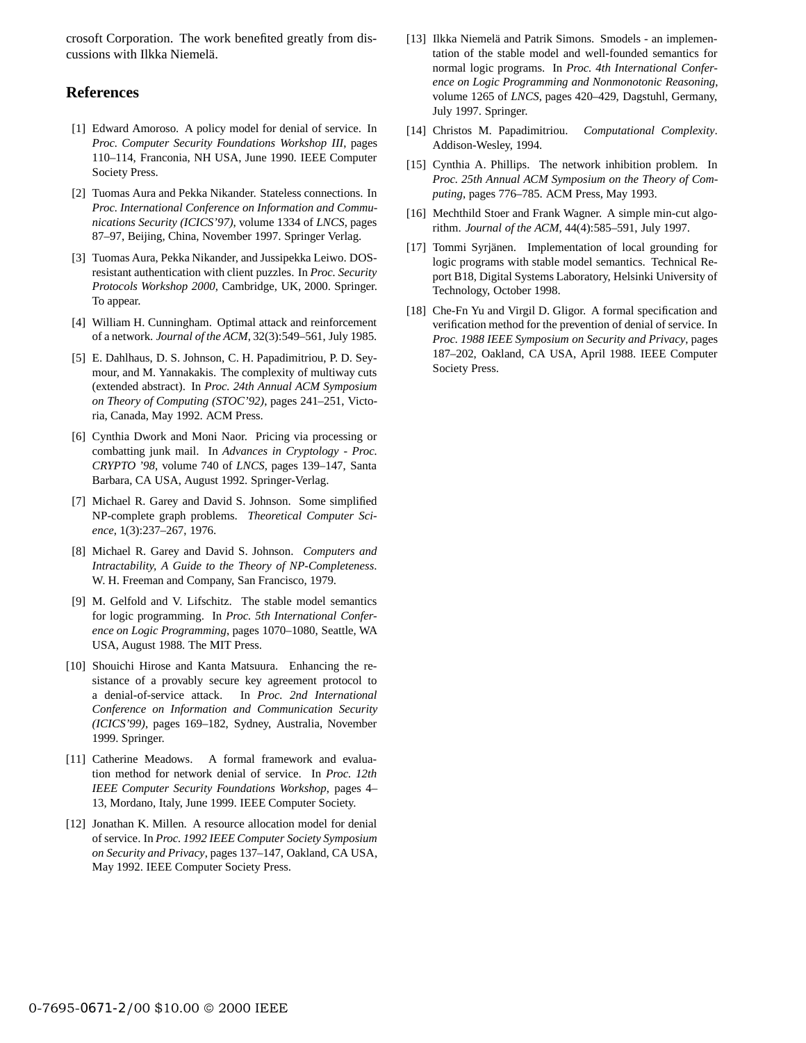crosoft Corporation. The work benefited greatly from discussions with Ilkka Niemelä.

## References

[1] Edward Amoroso. A policy model for denial of service. In *Proc. Computer Security Foundations Workshop III*, pages 110–114, Franconia, NH USA, June 1990. IEEE Computer Society Press.

[2] Tuomas Aura and Pekka Nikander. Stateless connections. In *Proc. International Conference on Information and Communications Security (ICICS'97)*, volume 1334 of *LNCS*, pages 87–97, Beijing, China, November 1997. Springer Verlag.

[3] Tuomas Aura, Pekka Nikander, and Jussipekka Leiwo. DOS-resistant authentication with client puzzles. In *Proc. Security Protocols Workshop 2000*, Cambridge, UK, 2000. Springer. To appear.

[4] William H. Cunningham. Optimal attack and reinforcement of a network. *Journal of the ACM*, 32(3):549–561, July 1985.

[5] E. Dahlhaus, D. S. Johnson, C. H. Papadimitriou, P. D. Seymour, and M. Yannakakis. The complexity of multiway cuts (extended abstract). In *Proc. 24th Annual ACM Symposium on Theory of Computing (STOC'92)*, pages 241–251, Victoria, Canada, May 1992. ACM Press.

[6] Cynthia Dwork and Moni Naor. Pricing via processing or combatting junk mail. In *Advances in Cryptology - Proc. CRYPTO '98*, volume 740 of *LNCS*, pages 139–147, Santa Barbara, CA USA, August 1992. Springer-Verlag.

[7] Michael R. Garey and David S. Johnson. Some simplified NP-complete graph problems. *Theoretical Computer Science*, 1(3):237–267, 1976.

[8] Michael R. Garey and David S. Johnson. *Computers and Intractability, A Guide to the Theory of NP-Completeness*. W. H. Freeman and Company, San Francisco, 1979.

[9] M. Gelfold and V. Lifschitz. The stable model semantics for logic programming. In *Proc. 5th International Conference on Logic Programming*, pages 1070–1080, Seattle, WA USA, August 1988. The MIT Press.

[10] Shouichi Hirose and Kanta Matsuura. Enhancing the resistance of a provably secure key agreement protocol to a denial-of-service attack. In *Proc. 2nd International Conference on Information and Communication Security (ICICS'99)*, pages 169–182, Sydney, Australia, November 1999. Springer.

[11] Catherine Meadows. A formal framework and evaluation method for network denial of service. In *Proc. 12th IEEE Computer Security Foundations Workshop*, pages 4–13, Mordano, Italy, June 1999. IEEE Computer Society.

[12] Jonathan K. Millen. A resource allocation model for denial of service. In *Proc. 1992 IEEE Computer Society Symposium on Security and Privacy*, pages 137–147, Oakland, CA USA, May 1992. IEEE Computer Society Press.

[13] Ilkka Niemelä and Patrik Simons. Smodels - an implementation of the stable model and well-founded semantics for normal logic programs. In *Proc. 4th International Conference on Logic Programming and Nonmonotonic Reasoning*, volume 1265 of *LNCS*, pages 420–429, Dagstuhl, Germany, July 1997. Springer.

[14] Christos M. Papadimitriou. *Computational Complexity*. Addison-Wesley, 1994.

[15] Cynthia A. Phillips. The network inhibition problem. In *Proc. 25th Annual ACM Symposium on the Theory of Computing*, pages 776–785. ACM Press, May 1993.

[16] Mechthild Stoer and Frank Wagner. A simple min-cut algorithm. *Journal of the ACM*, 44(4):585–591, July 1997.

[17] Tommi Syrjänen. Implementation of local grounding for logic programs with stable model semantics. Technical Report B18, Digital Systems Laboratory, Helsinki University of Technology, October 1998.

[18] Che-Fn Yu and Virgil D. Gligor. A formal specification and verification method for the prevention of denial of service. In *Proc. 1988 IEEE Symposium on Security and Privacy*, pages 187–202, Oakland, CA USA, April 1988. IEEE Computer Society Press.